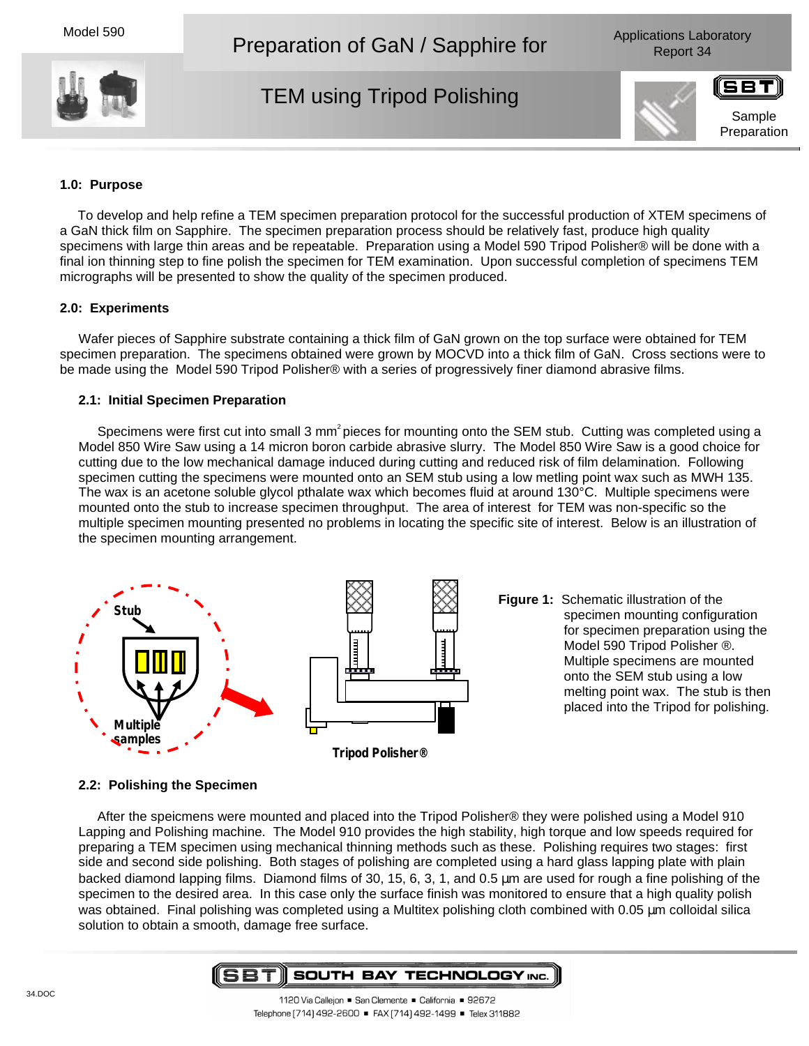# Preparation of GaN / Sapphire for TEM using Tripod Polishing

Model 590

Applications Laboratory Report 34

Sample Preparation

### 1.0: Purpose

To develop and help refine a TEM specimen preparation protocol for the successful production of XTEM specimens of a GaN thick film on Sapphire. The specimen preparation process should be relatively fast, produce high quality specimens with large thin areas and be repeatable. Preparation using a Model 590 Tripod Polisher® will be done with a final ion thinning step to fine polish the specimen for TEM examination. Upon successful completion of specimens TEM micrographs will be presented to show the quality of the specimen produced.

### 2.0: Experiments

Wafer pieces of Sapphire substrate containing a thick film of GaN grown on the top surface were obtained for TEM specimen preparation. The specimens obtained were grown by MOCVD into a thick film of GaN. Cross sections were to be made using the Model 590 Tripod Polisher® with a series of progressively finer diamond abrasive films.

#### 2.1: Initial Specimen Preparation

Specimens were first cut into small 3 $mm^2$ pieces for mounting onto the SEM stub. Cutting was completed using a Model 850 Wire Saw using a 14 micron boron carbide abrasive slurry. The Model 850 Wire Saw is a good choice for cutting due to the low mechanical damage induced during cutting and reduced risk of film delamination. Following specimen cutting the specimens were mounted onto an SEM stub using a low metling point wax such as MWH 135. The wax is an acetone soluble glycol pthalate wax which becomes fluid at around 130°C. Multiple specimens were mounted onto the stub to increase specimen throughput. The area of interest for TEM was non-specific so the multiple specimen mounting presented no problems in locating the specific site of interest. Below is an illustration of the specimen mounting arrangement.

Stub

Multiple samples

Tripod Polisher®

**Figure 1:** Schematic illustration of the specimen mounting configuration for specimen preparation using the Model 590 Tripod Polisher ®. Multiple specimens are mounted onto the SEM stub using a low melting point wax. The stub is then placed into the Tripod for polishing.

#### 2.2: Polishing the Specimen

After the speicmens were mounted and placed into the Tripod Polisher® they were polished using a Model 910 Lapping and Polishing machine. The Model 910 provides the high stability, high torque and low speeds required for preparing a TEM specimen using mechanical thinning methods such as these. Polishing requires two stages: first side and second side polishing. Both stages of polishing are completed using a hard glass lapping plate with plain backed diamond lapping films. Diamond films of 30, 15, 6, 3, 1, and 0.5 µm are used for rough a fine polishing of the specimen to the desired area. In this case only the surface finish was monitored to ensure that a high quality polish was obtained. Final polishing was completed using a Multitex polishing cloth combined with 0.05 µm colloidal silica solution to obtain a smooth, damage free surface.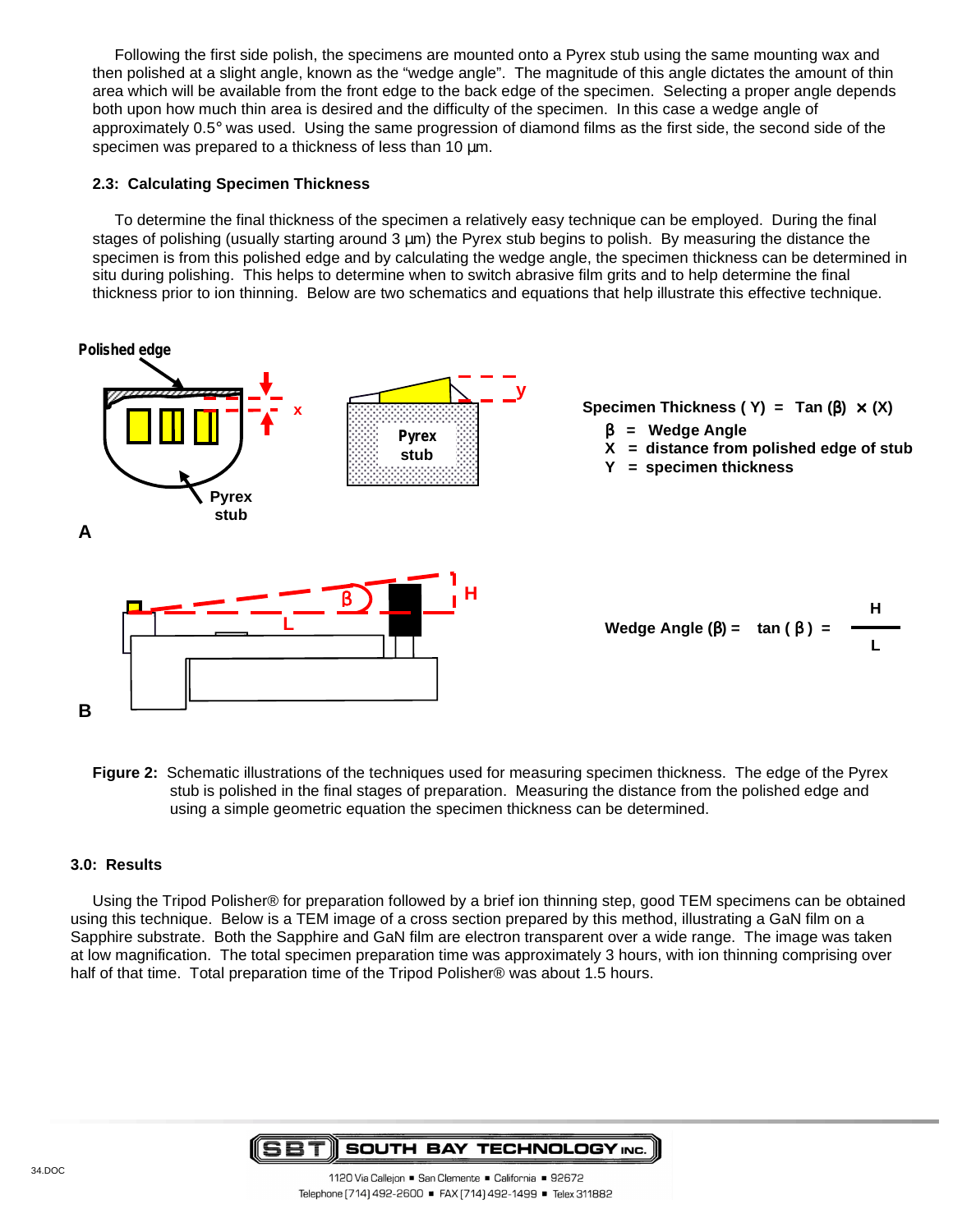Following the first side polish, the specimens are mounted onto a Pyrex stub using the same mounting wax and then polished at a slight angle, known as the "wedge angle". The magnitude of this angle dictates the amount of thin area which will be available from the front edge to the back edge of the specimen. Selecting a proper angle depends both upon how much thin area is desired and the difficulty of the specimen. In this case a wedge angle of approximately 0.5° was used. Using the same progression of diamond films as the first side, the second side of the specimen was prepared to a thickness of less than 10 µm.

### 2.3: Calculating Specimen Thickness

To determine the final thickness of the specimen a relatively easy technique can be employed. During the final stages of polishing (usually starting around 3 µm) the Pyrex stub begins to polish. By measuring the distance the specimen is from this polished edge and by calculating the wedge angle, the specimen thickness can be determined in situ during polishing. This helps to determine when to switch abrasive film grits and to help determine the final thickness prior to ion thinning. Below are two schematics and equations that help illustrate this effective technique.

**Specimen Thickness ( Y) = Tan (β) × (X)**

- **β = Wedge Angle**
- **X = distance from polished edge of stub**
- **Y = specimen thickness**

**Wedge Angle (β) = tan ( β ) =** $\frac{H}{L}$

**Figure 2:** Schematic illustrations of the techniques used for measuring specimen thickness. The edge of the Pyrex stub is polished in the final stages of preparation. Measuring the distance from the polished edge and using a simple geometric equation the specimen thickness can be determined.

## 3.0: Results

Using the Tripod Polisher® for preparation followed by a brief ion thinning step, good TEM specimens can be obtained using this technique. Below is a TEM image of a cross section prepared by this method, illustrating a GaN film on a Sapphire substrate. Both the Sapphire and GaN film are electron transparent over a wide range. The image was taken at low magnification. The total specimen preparation time was approximately 3 hours, with ion thinning comprising over half of that time. Total preparation time of the Tripod Polisher® was about 1.5 hours.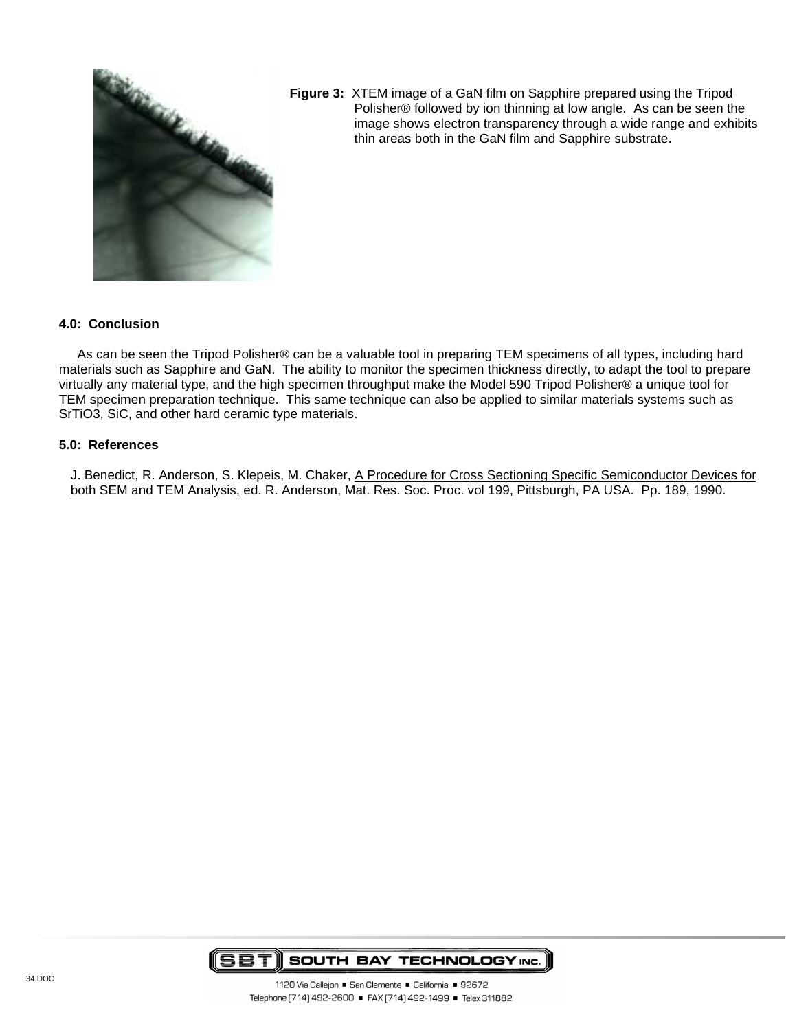**Figure 3:** XTEM image of a GaN film on Sapphire prepared using the Tripod Polisher® followed by ion thinning at low angle. As can be seen the image shows electron transparency through a wide range and exhibits thin areas both in the GaN film and Sapphire substrate.

## 4.0: Conclusion

As can be seen the Tripod Polisher® can be a valuable tool in preparing TEM specimens of all types, including hard materials such as Sapphire and GaN. The ability to monitor the specimen thickness directly, to adapt the tool to prepare virtually any material type, and the high specimen throughput make the Model 590 Tripod Polisher® a unique tool for TEM specimen preparation technique. This same technique can also be applied to similar materials systems such as $SrTiO_3$, SiC, and other hard ceramic type materials.

## 5.0: References

J. Benedict, R. Anderson, S. Klepeis, M. Chaker, A Procedure for Cross Sectioning Specific Semiconductor Devices for both SEM and TEM Analysis, ed. R. Anderson, Mat. Res. Soc. Proc. vol 199, Pittsburgh, PA USA. Pp. 189, 1990.